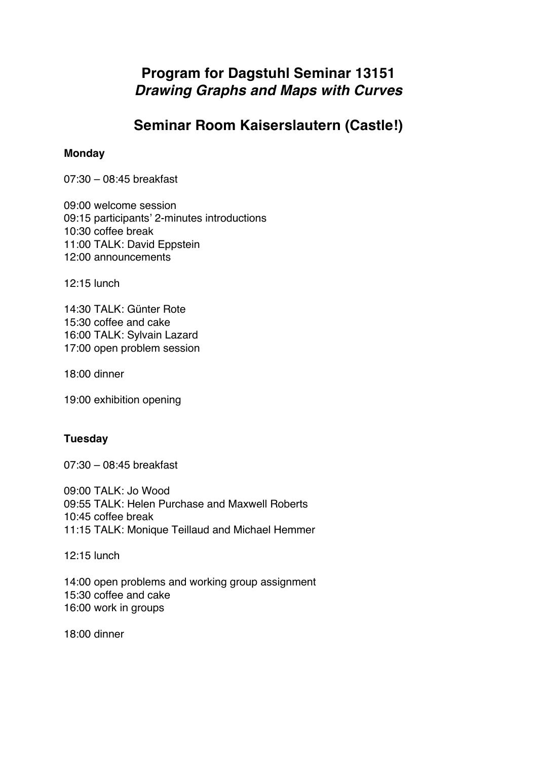# Program for Dagstuhl Seminar 13151
# *Drawing Graphs and Maps with Curves*

## Seminar Room Kaiserslautern (Castle!)

**Monday**

07:30 – 08:45 breakfast

09:00 welcome session
09:15 participants' 2-minutes introductions
10:30 coffee break
11:00 TALK: David Eppstein
12:00 announcements

12:15 lunch

14:30 TALK: Günter Rote
15:30 coffee and cake
16:00 TALK: Sylvain Lazard
17:00 open problem session

18:00 dinner

19:00 exhibition opening

**Tuesday**

07:30 – 08:45 breakfast

09:00 TALK: Jo Wood
09:55 TALK: Helen Purchase and Maxwell Roberts
10:45 coffee break
11:15 TALK: Monique Teillaud and Michael Hemmer

12:15 lunch

14:00 open problems and working group assignment
15:30 coffee and cake
16:00 work in groups

18:00 dinner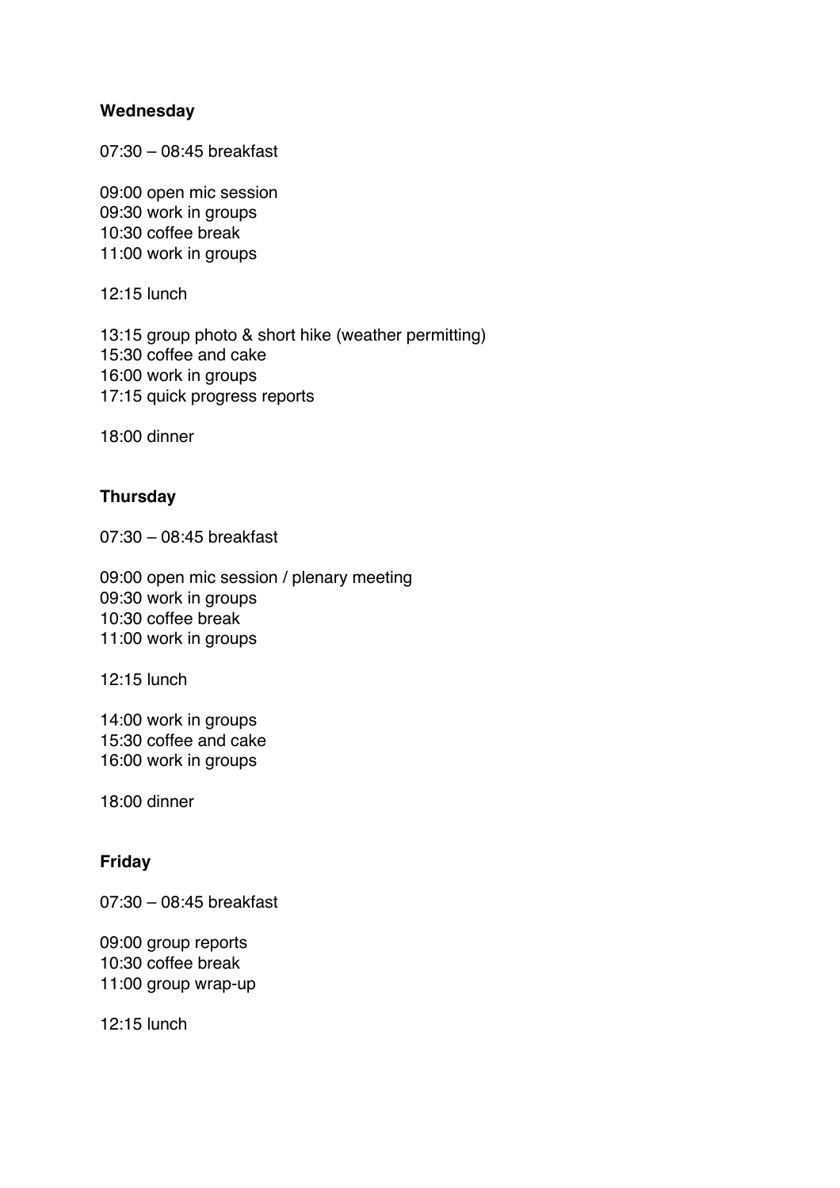**Wednesday**

07:30 – 08:45 breakfast

09:00 open mic session
09:30 work in groups
10:30 coffee break
11:00 work in groups

12:15 lunch

13:15 group photo & short hike (weather permitting)
15:30 coffee and cake
16:00 work in groups
17:15 quick progress reports

18:00 dinner

**Thursday**

07:30 – 08:45 breakfast

09:00 open mic session / plenary meeting
09:30 work in groups
10:30 coffee break
11:00 work in groups

12:15 lunch

14:00 work in groups
15:30 coffee and cake
16:00 work in groups

18:00 dinner

**Friday**

07:30 – 08:45 breakfast

09:00 group reports
10:30 coffee break
11:00 group wrap-up

12:15 lunch